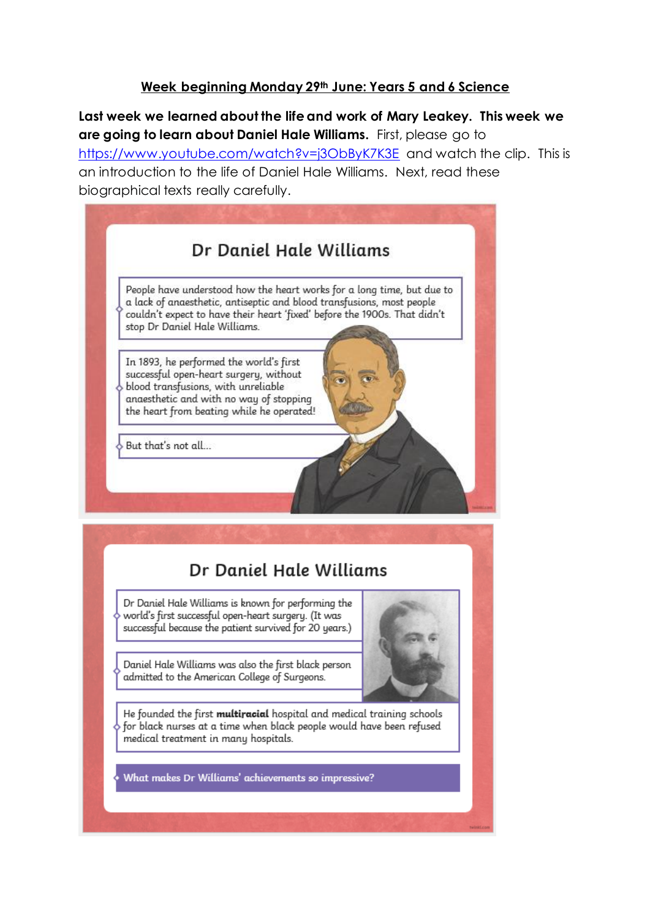**Week beginning Monday 29th June: Years 5 and 6 Science**

**Last week we learned about the life and work of Mary Leakey. This week we are going to learn about Daniel Hale Williams.** First, please go to https://www.youtube.com/watch?v=j3ObByK7K3E and watch the clip. This is an introduction to the life of Daniel Hale Williams. Next, read these biographical texts really carefully.

## Dr Daniel Hale Williams

People have understood how the heart works for a long time, but due to a lack of anaesthetic, antiseptic and blood transfusions, most people couldn't expect to have their heart 'fixed' before the 1900s. That didn't stop Dr Daniel Hale Williams.

In 1893, he performed the world's first successful open-heart surgery, without blood transfusions, with unreliable anaesthetic and with no way of stopping the heart from beating while he operated!

But that's not all...

## Dr Daniel Hale Williams

Dr Daniel Hale Williams is known for performing the world's first successful open-heart surgery. (It was successful because the patient survived for 20 years.)

Daniel Hale Williams was also the first black person admitted to the American College of Surgeons.

He founded the first **multiracial** hospital and medical training schools for black nurses at a time when black people would have been refused medical treatment in many hospitals.

**What makes Dr Williams' achievements so impressive?**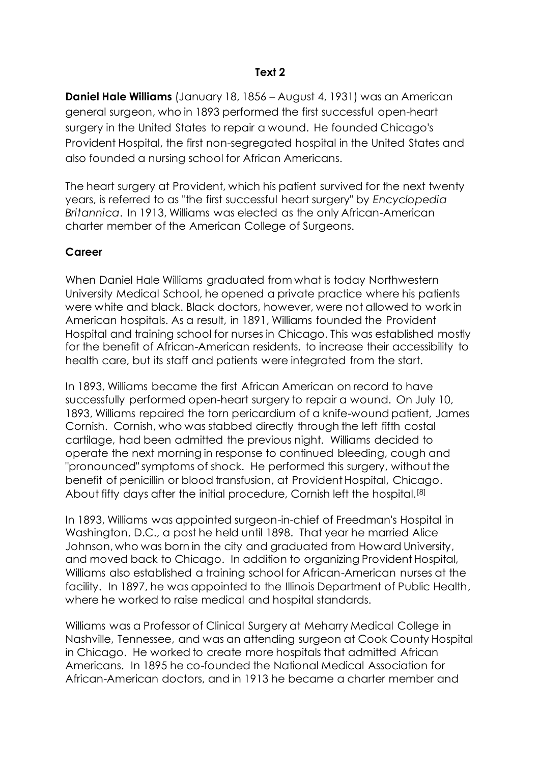**Text 2**

**Daniel Hale Williams** (January 18, 1856 – August 4, 1931) was an American general surgeon, who in 1893 performed the first successful open-heart surgery in the United States to repair a wound. He founded Chicago's Provident Hospital, the first non-segregated hospital in the United States and also founded a nursing school for African Americans.

The heart surgery at Provident, which his patient survived for the next twenty years, is referred to as "the first successful heart surgery" by *Encyclopedia Britannica*. In 1913, Williams was elected as the only African-American charter member of the American College of Surgeons.

**Career**

When Daniel Hale Williams graduated from what is today Northwestern University Medical School, he opened a private practice where his patients were white and black. Black doctors, however, were not allowed to work in American hospitals. As a result, in 1891, Williams founded the Provident Hospital and training school for nurses in Chicago. This was established mostly for the benefit of African-American residents, to increase their accessibility to health care, but its staff and patients were integrated from the start.

In 1893, Williams became the first African American on record to have successfully performed open-heart surgery to repair a wound. On July 10, 1893, Williams repaired the torn pericardium of a knife-wound patient, James Cornish. Cornish, who was stabbed directly through the left fifth costal cartilage, had been admitted the previous night. Williams decided to operate the next morning in response to continued bleeding, cough and "pronounced" symptoms of shock. He performed this surgery, without the benefit of penicillin or blood transfusion, at Provident Hospital, Chicago. About fifty days after the initial procedure, Cornish left the hospital.[8]

In 1893, Williams was appointed surgeon-in-chief of Freedman's Hospital in Washington, D.C., a post he held until 1898. That year he married Alice Johnson, who was born in the city and graduated from Howard University, and moved back to Chicago. In addition to organizing Provident Hospital, Williams also established a training school for African-American nurses at the facility. In 1897, he was appointed to the Illinois Department of Public Health, where he worked to raise medical and hospital standards.

Williams was a Professor of Clinical Surgery at Meharry Medical College in Nashville, Tennessee, and was an attending surgeon at Cook County Hospital in Chicago. He worked to create more hospitals that admitted African Americans. In 1895 he co-founded the National Medical Association for African-American doctors, and in 1913 he became a charter member and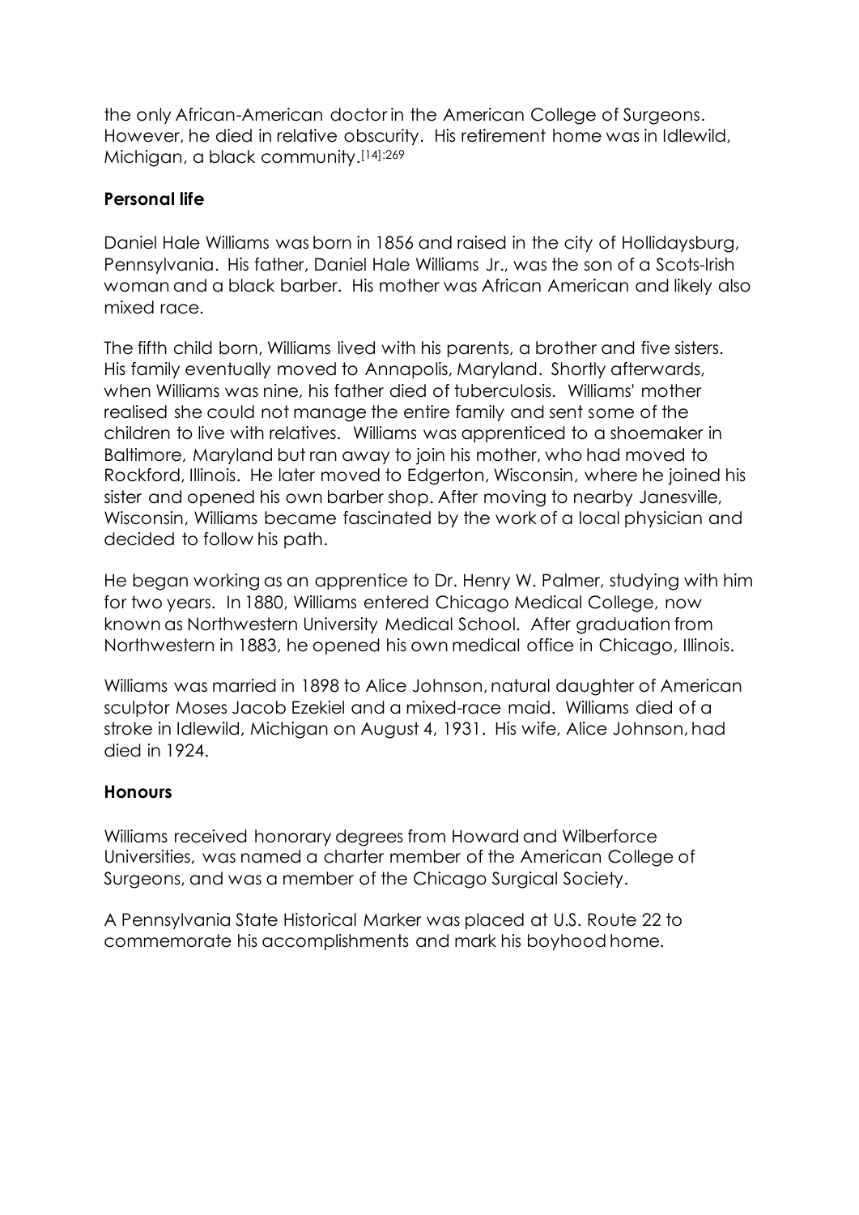the only African-American doctor in the American College of Surgeons. However, he died in relative obscurity. His retirement home was in Idlewild, Michigan, a black community.[14]:269

## Personal life

Daniel Hale Williams was born in 1856 and raised in the city of Hollidaysburg, Pennsylvania. His father, Daniel Hale Williams Jr., was the son of a Scots-Irish woman and a black barber. His mother was African American and likely also mixed race.

The fifth child born, Williams lived with his parents, a brother and five sisters. His family eventually moved to Annapolis, Maryland. Shortly afterwards, when Williams was nine, his father died of tuberculosis. Williams' mother realised she could not manage the entire family and sent some of the children to live with relatives. Williams was apprenticed to a shoemaker in Baltimore, Maryland but ran away to join his mother, who had moved to Rockford, Illinois. He later moved to Edgerton, Wisconsin, where he joined his sister and opened his own barber shop. After moving to nearby Janesville, Wisconsin, Williams became fascinated by the work of a local physician and decided to follow his path.

He began working as an apprentice to Dr. Henry W. Palmer, studying with him for two years. In 1880, Williams entered Chicago Medical College, now known as Northwestern University Medical School. After graduation from Northwestern in 1883, he opened his own medical office in Chicago, Illinois.

Williams was married in 1898 to Alice Johnson, natural daughter of American sculptor Moses Jacob Ezekiel and a mixed-race maid. Williams died of a stroke in Idlewild, Michigan on August 4, 1931. His wife, Alice Johnson, had died in 1924.

## Honours

Williams received honorary degrees from Howard and Wilberforce Universities, was named a charter member of the American College of Surgeons, and was a member of the Chicago Surgical Society.

A Pennsylvania State Historical Marker was placed at U.S. Route 22 to commemorate his accomplishments and mark his boyhood home.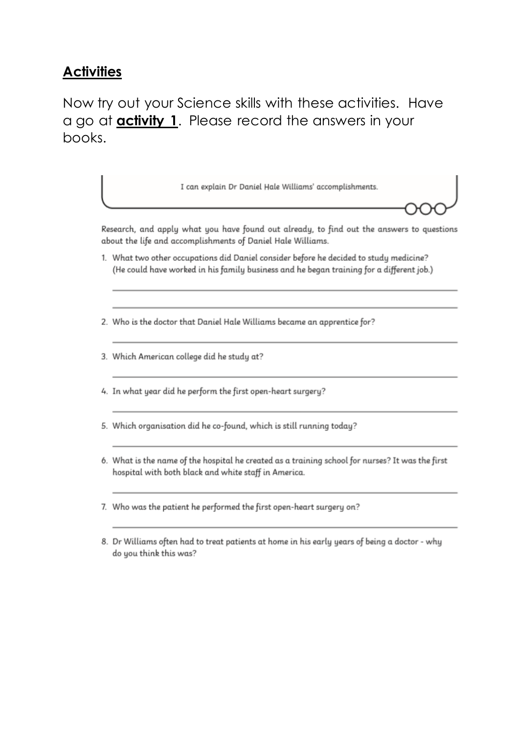## **Activities**

Now try out your Science skills with these activities. Have a go at **activity 1**. Please record the answers in your books.

I can explain Dr Daniel Hale Williams' accomplishments.

Research, and apply what you have found out already, to find out the answers to questions about the life and accomplishments of Daniel Hale Williams.

1. What two other occupations did Daniel consider before he decided to study medicine? (He could have worked in his family business and he began training for a different job.)

   \_\_\_\_\_\_\_\_\_\_\_\_\_\_\_\_\_\_\_\_\_\_\_\_\_\_\_\_\_\_\_\_\_\_\_\_\_\_\_\_

   \_\_\_\_\_\_\_\_\_\_\_\_\_\_\_\_\_\_\_\_\_\_\_\_\_\_\_\_\_\_\_\_\_\_\_\_\_\_\_\_

2. Who is the doctor that Daniel Hale Williams became an apprentice for?

   \_\_\_\_\_\_\_\_\_\_\_\_\_\_\_\_\_\_\_\_\_\_\_\_\_\_\_\_\_\_\_\_\_\_\_\_\_\_\_\_

3. Which American college did he study at?

   \_\_\_\_\_\_\_\_\_\_\_\_\_\_\_\_\_\_\_\_\_\_\_\_\_\_\_\_\_\_\_\_\_\_\_\_\_\_\_\_

4. In what year did he perform the first open-heart surgery?

   \_\_\_\_\_\_\_\_\_\_\_\_\_\_\_\_\_\_\_\_\_\_\_\_\_\_\_\_\_\_\_\_\_\_\_\_\_\_\_\_

5. Which organisation did he co-found, which is still running today?

   \_\_\_\_\_\_\_\_\_\_\_\_\_\_\_\_\_\_\_\_\_\_\_\_\_\_\_\_\_\_\_\_\_\_\_\_\_\_\_\_

6. What is the name of the hospital he created as a training school for nurses? It was the first hospital with both black and white staff in America.

   \_\_\_\_\_\_\_\_\_\_\_\_\_\_\_\_\_\_\_\_\_\_\_\_\_\_\_\_\_\_\_\_\_\_\_\_\_\_\_\_

7. Who was the patient he performed the first open-heart surgery on?

   \_\_\_\_\_\_\_\_\_\_\_\_\_\_\_\_\_\_\_\_\_\_\_\_\_\_\_\_\_\_\_\_\_\_\_\_\_\_\_\_

8. Dr Williams often had to treat patients at home in his early years of being a doctor - why do you think this was?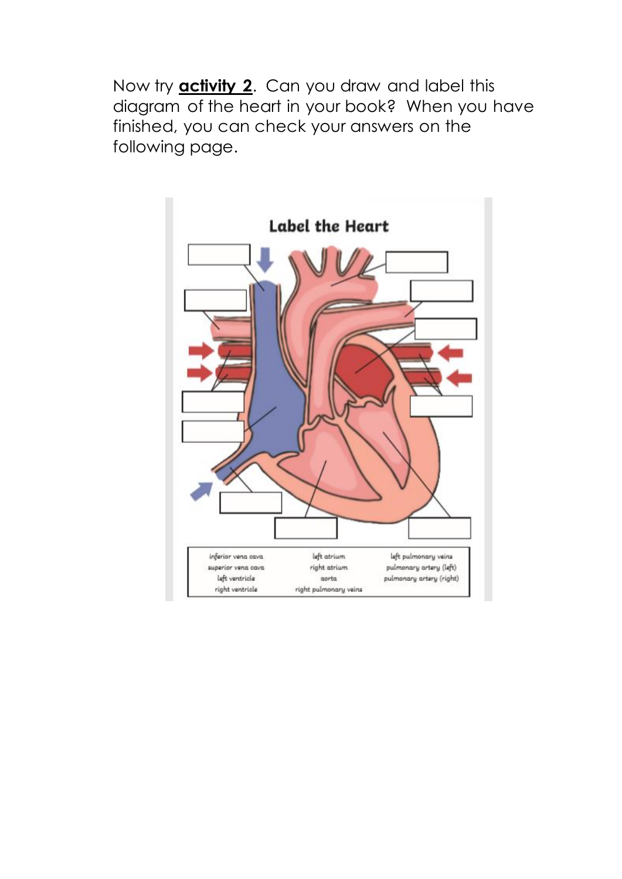Now try **activity 2**. Can you draw and label this diagram of the heart in your book? When you have finished, you can check your answers on the following page.

## Label the Heart

| | | |
|---|---|---|
| inferior vena cava | left atrium | left pulmonary veins |
| superior vena cava | right atrium | pulmonary artery (left) |
| left ventricle | aorta | pulmonary artery (right) |
| right ventricle | right pulmonary veins | |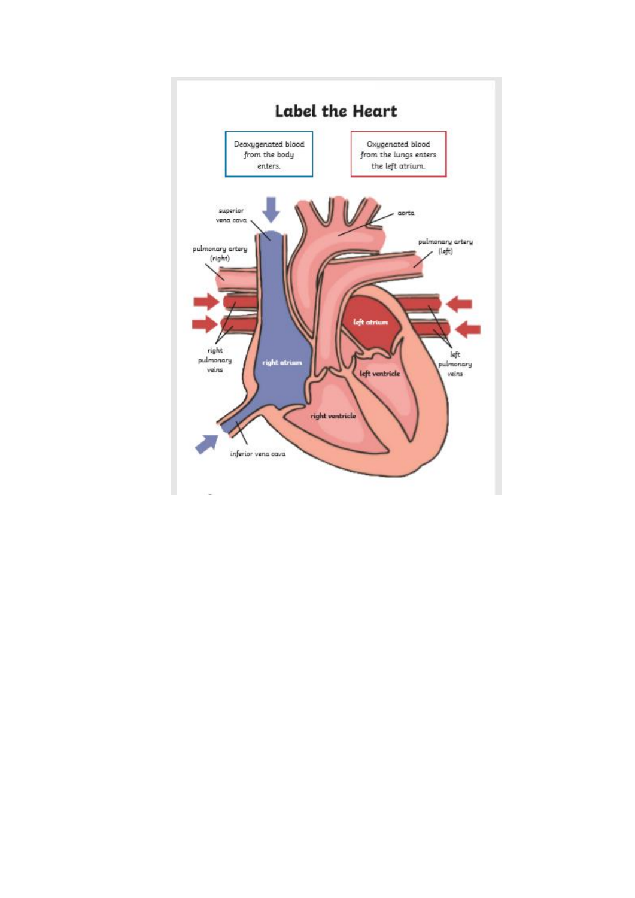# Label the Heart

Deoxygenated blood from the body enters.

Oxygenated blood from the lungs enters the left atrium.

superior vena cava

aorta

pulmonary artery (right)

pulmonary artery (left)

left atrium

right pulmonary veins

left pulmonary veins

right atrium

left ventricle

right ventricle

inferior vena cava